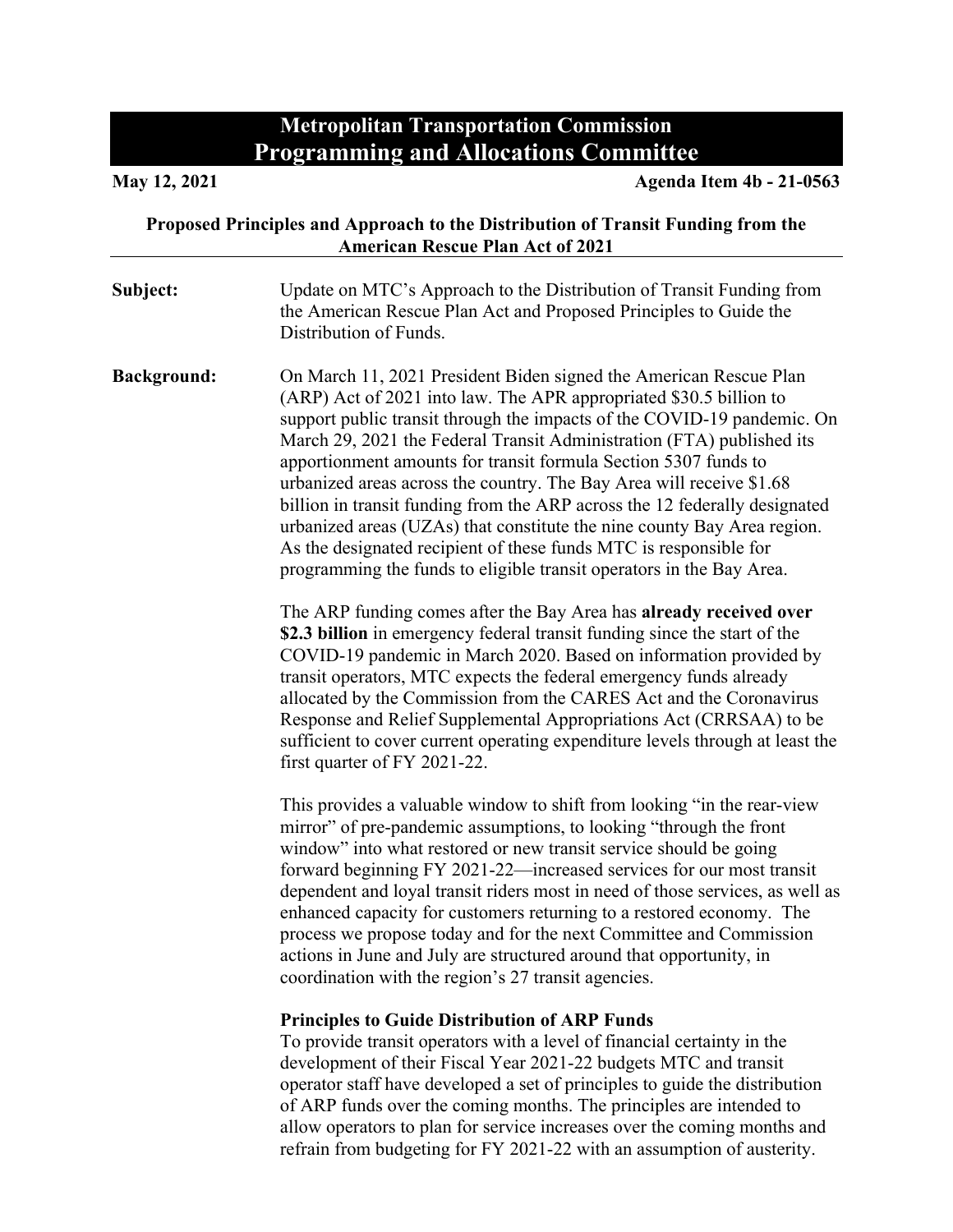# Metropolitan Transportation Commission
## Programming and Allocations Committee

**May 12, 2021** **Agenda Item 4b - 21-0563**

**Proposed Principles and Approach to the Distribution of Transit Funding from the American Rescue Plan Act of 2021**

---

**Subject:** Update on MTC's Approach to the Distribution of Transit Funding from the American Rescue Plan Act and Proposed Principles to Guide the Distribution of Funds.

**Background:** On March 11, 2021 President Biden signed the American Rescue Plan (ARP) Act of 2021 into law. The APR appropriated $30.5 billion to support public transit through the impacts of the COVID-19 pandemic. On March 29, 2021 the Federal Transit Administration (FTA) published its apportionment amounts for transit formula Section 5307 funds to urbanized areas across the country. The Bay Area will receive $1.68 billion in transit funding from the ARP across the 12 federally designated urbanized areas (UZAs) that constitute the nine county Bay Area region. As the designated recipient of these funds MTC is responsible for programming the funds to eligible transit operators in the Bay Area.

The ARP funding comes after the Bay Area has **already received over $2.3 billion** in emergency federal transit funding since the start of the COVID-19 pandemic in March 2020. Based on information provided by transit operators, MTC expects the federal emergency funds already allocated by the Commission from the CARES Act and the Coronavirus Response and Relief Supplemental Appropriations Act (CRRSAA) to be sufficient to cover current operating expenditure levels through at least the first quarter of FY 2021-22.

This provides a valuable window to shift from looking "in the rear-view mirror" of pre-pandemic assumptions, to looking "through the front window" into what restored or new transit service should be going forward beginning FY 2021-22—increased services for our most transit dependent and loyal transit riders most in need of those services, as well as enhanced capacity for customers returning to a restored economy. The process we propose today and for the next Committee and Commission actions in June and July are structured around that opportunity, in coordination with the region's 27 transit agencies.

**Principles to Guide Distribution of ARP Funds**

To provide transit operators with a level of financial certainty in the development of their Fiscal Year 2021-22 budgets MTC and transit operator staff have developed a set of principles to guide the distribution of ARP funds over the coming months. The principles are intended to allow operators to plan for service increases over the coming months and refrain from budgeting for FY 2021-22 with an assumption of austerity.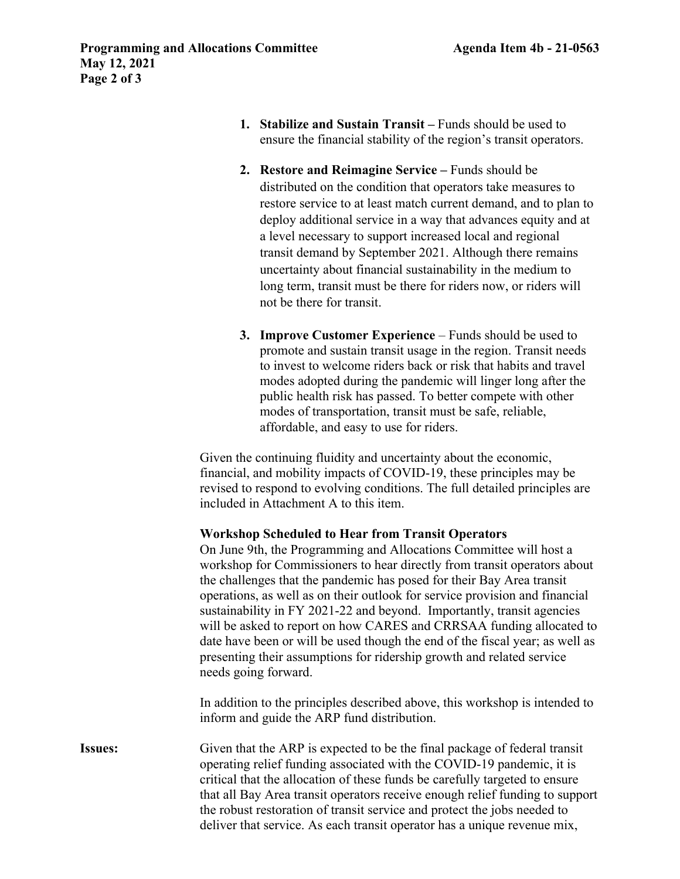1. **Stabilize and Sustain Transit –** Funds should be used to ensure the financial stability of the region's transit operators.

2. **Restore and Reimagine Service –** Funds should be distributed on the condition that operators take measures to restore service to at least match current demand, and to plan to deploy additional service in a way that advances equity and at a level necessary to support increased local and regional transit demand by September 2021. Although there remains uncertainty about financial sustainability in the medium to long term, transit must be there for riders now, or riders will not be there for transit.

3. **Improve Customer Experience** – Funds should be used to promote and sustain transit usage in the region. Transit needs to invest to welcome riders back or risk that habits and travel modes adopted during the pandemic will linger long after the public health risk has passed. To better compete with other modes of transportation, transit must be safe, reliable, affordable, and easy to use for riders.

Given the continuing fluidity and uncertainty about the economic, financial, and mobility impacts of COVID-19, these principles may be revised to respond to evolving conditions. The full detailed principles are included in Attachment A to this item.

**Workshop Scheduled to Hear from Transit Operators**

On June 9th, the Programming and Allocations Committee will host a workshop for Commissioners to hear directly from transit operators about the challenges that the pandemic has posed for their Bay Area transit operations, as well as on their outlook for service provision and financial sustainability in FY 2021-22 and beyond. Importantly, transit agencies will be asked to report on how CARES and CRRSAA funding allocated to date have been or will be used though the end of the fiscal year; as well as presenting their assumptions for ridership growth and related service needs going forward.

In addition to the principles described above, this workshop is intended to inform and guide the ARP fund distribution.

**Issues:** Given that the ARP is expected to be the final package of federal transit operating relief funding associated with the COVID-19 pandemic, it is critical that the allocation of these funds be carefully targeted to ensure that all Bay Area transit operators receive enough relief funding to support the robust restoration of transit service and protect the jobs needed to deliver that service. As each transit operator has a unique revenue mix,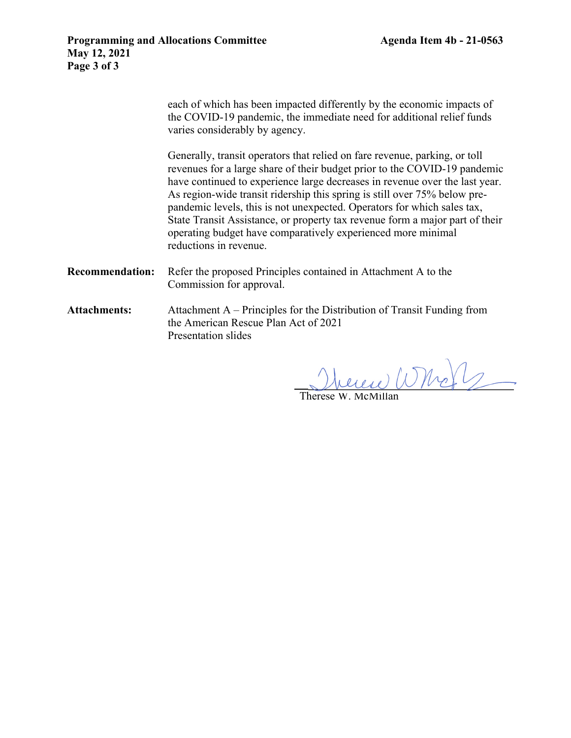each of which has been impacted differently by the economic impacts of the COVID-19 pandemic, the immediate need for additional relief funds varies considerably by agency.

Generally, transit operators that relied on fare revenue, parking, or toll revenues for a large share of their budget prior to the COVID-19 pandemic have continued to experience large decreases in revenue over the last year. As region-wide transit ridership this spring is still over 75% below pre-pandemic levels, this is not unexpected. Operators for which sales tax, State Transit Assistance, or property tax revenue form a major part of their operating budget have comparatively experienced more minimal reductions in revenue.

**Recommendation:** Refer the proposed Principles contained in Attachment A to the Commission for approval.

**Attachments:** Attachment A – Principles for the Distribution of Transit Funding from the American Rescue Plan Act of 2021
Presentation slides

Therese W. McMillan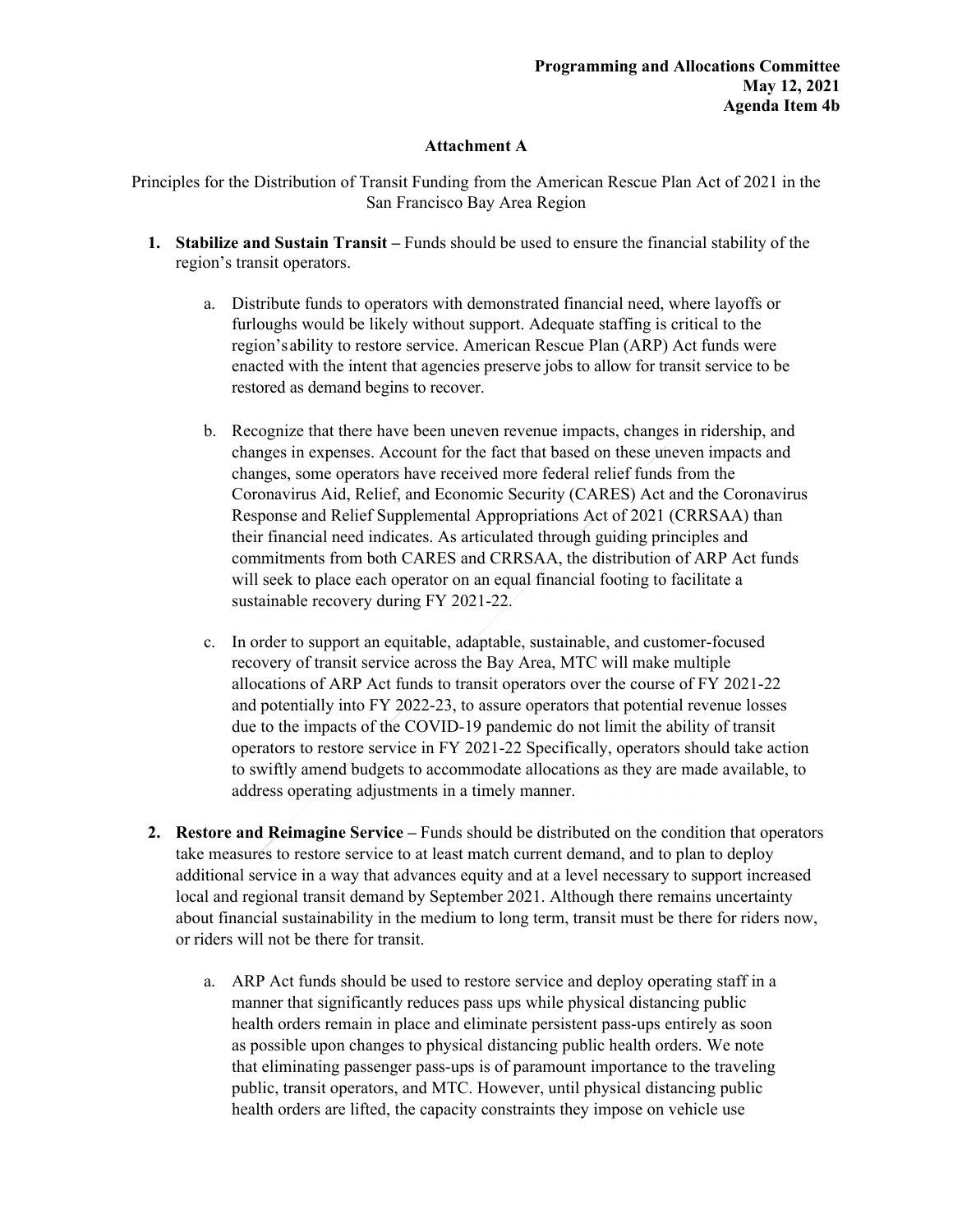**Programming and Allocations Committee**
**May 12, 2021**
**Agenda Item 4b**

**Attachment A**

Principles for the Distribution of Transit Funding from the American Rescue Plan Act of 2021 in the San Francisco Bay Area Region

1. **Stabilize and Sustain Transit –** Funds should be used to ensure the financial stability of the region's transit operators.

   a. Distribute funds to operators with demonstrated financial need, where layoffs or furloughs would be likely without support. Adequate staffing is critical to the region's ability to restore service. American Rescue Plan (ARP) Act funds were enacted with the intent that agencies preserve jobs to allow for transit service to be restored as demand begins to recover.

   b. Recognize that there have been uneven revenue impacts, changes in ridership, and changes in expenses. Account for the fact that based on these uneven impacts and changes, some operators have received more federal relief funds from the Coronavirus Aid, Relief, and Economic Security (CARES) Act and the Coronavirus Response and Relief Supplemental Appropriations Act of 2021 (CRRSAA) than their financial need indicates. As articulated through guiding principles and commitments from both CARES and CRRSAA, the distribution of ARP Act funds will seek to place each operator on an equal financial footing to facilitate a sustainable recovery during FY 2021-22.

   c. In order to support an equitable, adaptable, sustainable, and customer-focused recovery of transit service across the Bay Area, MTC will make multiple allocations of ARP Act funds to transit operators over the course of FY 2021-22 and potentially into FY 2022-23, to assure operators that potential revenue losses due to the impacts of the COVID-19 pandemic do not limit the ability of transit operators to restore service in FY 2021-22 Specifically, operators should take action to swiftly amend budgets to accommodate allocations as they are made available, to address operating adjustments in a timely manner.

2. **Restore and Reimagine Service –** Funds should be distributed on the condition that operators take measures to restore service to at least match current demand, and to plan to deploy additional service in a way that advances equity and at a level necessary to support increased local and regional transit demand by September 2021. Although there remains uncertainty about financial sustainability in the medium to long term, transit must be there for riders now, or riders will not be there for transit.

   a. ARP Act funds should be used to restore service and deploy operating staff in a manner that significantly reduces pass ups while physical distancing public health orders remain in place and eliminate persistent pass-ups entirely as soon as possible upon changes to physical distancing public health orders. We note that eliminating passenger pass-ups is of paramount importance to the traveling public, transit operators, and MTC. However, until physical distancing public health orders are lifted, the capacity constraints they impose on vehicle use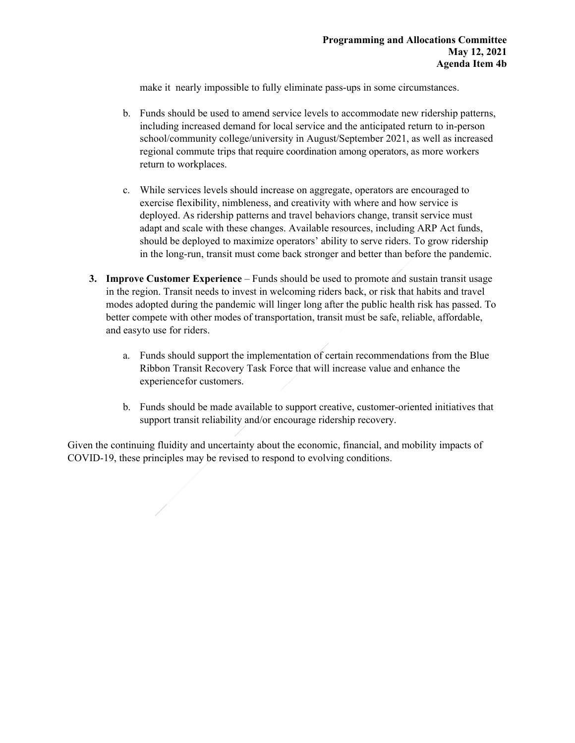make it nearly impossible to fully eliminate pass-ups in some circumstances.

b. Funds should be used to amend service levels to accommodate new ridership patterns, including increased demand for local service and the anticipated return to in-person school/community college/university in August/September 2021, as well as increased regional commute trips that require coordination among operators, as more workers return to workplaces.

c. While services levels should increase on aggregate, operators are encouraged to exercise flexibility, nimbleness, and creativity with where and how service is deployed. As ridership patterns and travel behaviors change, transit service must adapt and scale with these changes. Available resources, including ARP Act funds, should be deployed to maximize operators' ability to serve riders. To grow ridership in the long-run, transit must come back stronger and better than before the pandemic.

3. **Improve Customer Experience** – Funds should be used to promote and sustain transit usage in the region. Transit needs to invest in welcoming riders back, or risk that habits and travel modes adopted during the pandemic will linger long after the public health risk has passed. To better compete with other modes of transportation, transit must be safe, reliable, affordable, and easyto use for riders.

    a. Funds should support the implementation of certain recommendations from the Blue Ribbon Transit Recovery Task Force that will increase value and enhance the experiencefor customers.

    b. Funds should be made available to support creative, customer-oriented initiatives that support transit reliability and/or encourage ridership recovery.

Given the continuing fluidity and uncertainty about the economic, financial, and mobility impacts of COVID-19, these principles may be revised to respond to evolving conditions.